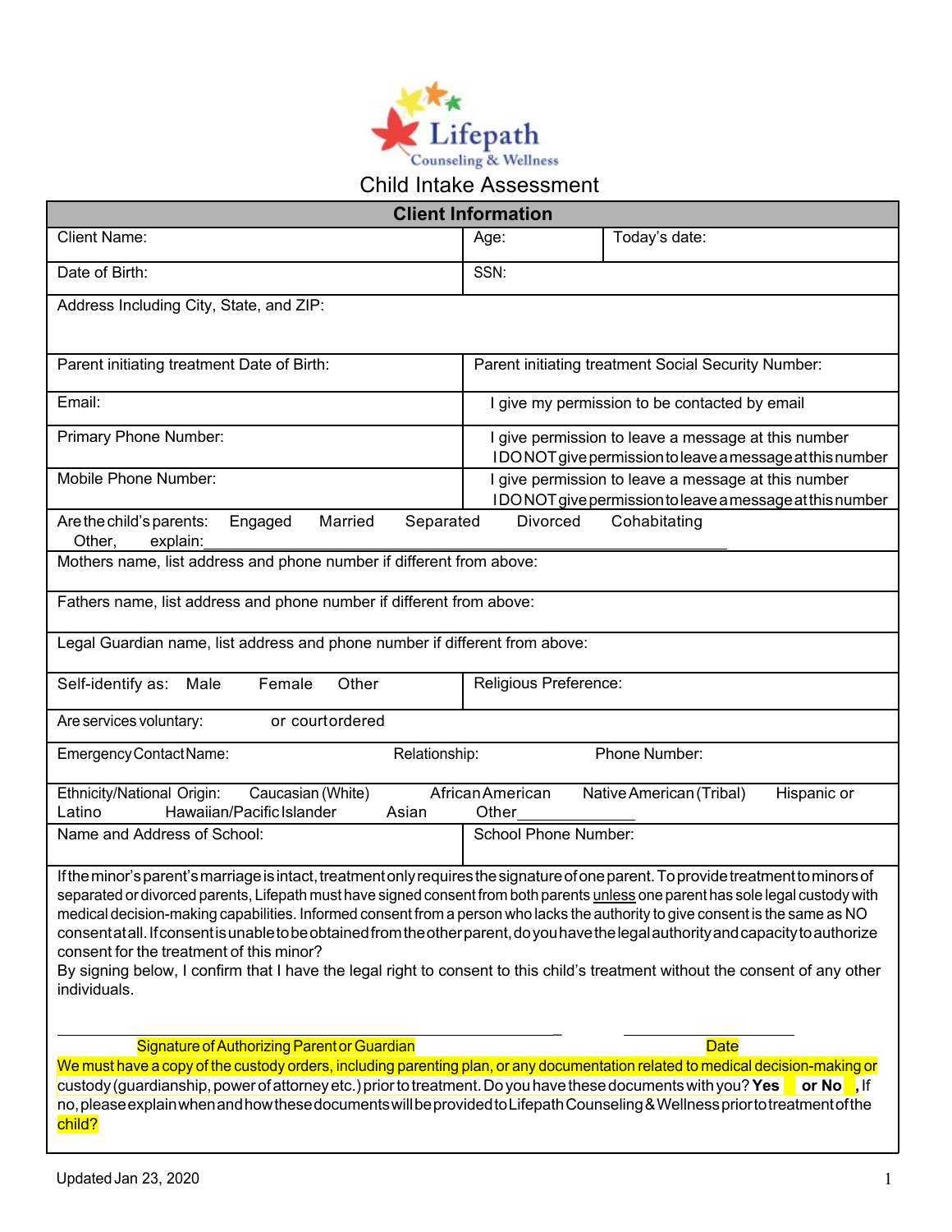Lifepath
Counseling & Wellness

# Child Intake Assessment

| Client Information | | |
|---|---|---|
| Client Name: | Age: | Today's date: |
| Date of Birth: | SSN: | |
| Address Including City, State, and ZIP: | | |
| Parent initiating treatment Date of Birth: | Parent initiating treatment Social Security Number: | |
| Email: | I give my permission to be contacted by email | |
| Primary Phone Number: | I give permission to leave a message at this number<br>I DO NOT give permission to leave a message at this number | |
| Mobile Phone Number: | I give permission to leave a message at this number<br>I DO NOT give permission to leave a message at this number | |
| Are the child's parents: Engaged Married Separated Divorced Cohabitating Other, explain:______ | | |
| Mothers name, list address and phone number if different from above: | | |
| Fathers name, list address and phone number if different from above: | | |
| Legal Guardian name, list address and phone number if different from above: | | |
| Self-identify as: Male Female Other | Religious Preference: | |
| Are services voluntary: or court ordered | | |
| Emergency Contact Name: Relationship: Phone Number: | | |
| Ethnicity/National Origin: Caucasian (White) African American Native American (Tribal) Hispanic or Latino Hawaiian/Pacific Islander Asian Other______ | | |
| Name and Address of School: | School Phone Number: | |

If the minor's parent's marriage is intact, treatment only requires the signature of one parent. To provide treatment to minors of separated or divorced parents, Lifepath must have signed consent from both parents unless one parent has sole legal custody with medical decision-making capabilities. Informed consent from a person who lacks the authority to give consent is the same as NO consent at all. If consent is unable to be obtained from the other parent, do you have the legal authority and capacity to authorize consent for the treatment of this minor?

By signing below, I confirm that I have the legal right to consent to this child's treatment without the consent of any other individuals.

_______________________________________ ____________________
Signature of Authorizing Parent or Guardian Date

We must have a copy of the custody orders, including parenting plan, or any documentation related to medical decision-making or custody (guardianship, power of attorney etc.) prior to treatment. Do you have these documents with you? **Yes** __ **or No** __, If no, please explain when and how these documents will be provided to Lifepath Counseling & Wellness prior to treatment of the child?

Updated Jan 23, 2020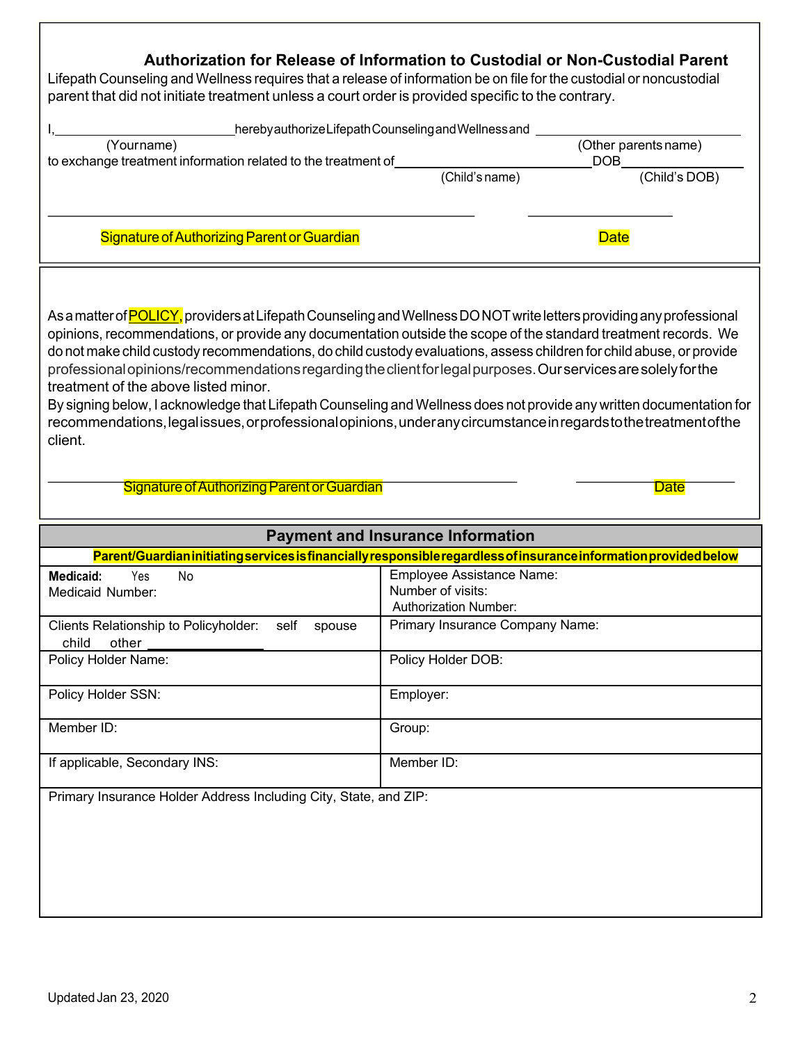## Authorization for Release of Information to Custodial or Non-Custodial Parent

Lifepath Counseling and Wellness requires that a release of information be on file for the custodial or noncustodial parent that did not initiate treatment unless a court order is provided specific to the contrary.

I, ________________________ hereby authorize Lifepath Counseling and Wellness and ________________________
(Your name) (Other parents name)
to exchange treatment information related to the treatment of ________________________ DOB ________________
(Child's name) (Child's DOB)

_________________________________________________ ____________________
Signature of Authorizing Parent or Guardian Date

---

As a matter of POLICY, providers at Lifepath Counseling and Wellness DO NOT write letters providing any professional opinions, recommendations, or provide any documentation outside the scope of the standard treatment records. We do not make child custody recommendations, do child custody evaluations, assess children for child abuse, or provide professional opinions/recommendations regarding the client for legal purposes. Our services are solely for the treatment of the above listed minor.

By signing below, I acknowledge that Lifepath Counseling and Wellness does not provide any written documentation for recommendations, legal issues, or professional opinions, under any circumstance in regards to the treatment of the client.

_________________________________________________ ____________________
Signature of Authorizing Parent or Guardian Date

---

| Payment and Insurance Information | |
|---|---|
| **Parent/Guardian initiating services is financially responsible regardless of insurance information provided below** | |
| **Medicaid:** Yes No<br>Medicaid Number: | Employee Assistance Name:<br>Number of visits:<br>Authorization Number: |
| Clients Relationship to Policyholder: self spouse child other ____________ | Primary Insurance Company Name: |
| Policy Holder Name: | Policy Holder DOB: |
| Policy Holder SSN: | Employer: |
| Member ID: | Group: |
| If applicable, Secondary INS: | Member ID: |
| Primary Insurance Holder Address Including City, State, and ZIP: | |

Updated Jan 23, 2020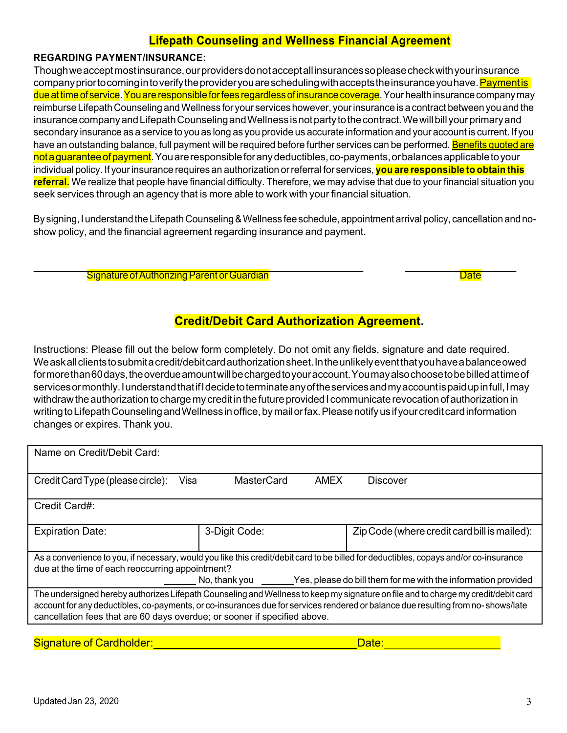## Lifepath Counseling and Wellness Financial Agreement

**REGARDING PAYMENT/INSURANCE:**

Though we accept most insurance, our providers do not accept all insurances so please check with your insurance company prior to coming in to verify the provider you are scheduling with accepts the insurance you have. Payment is due at time of service. You are responsible for fees regardless of insurance coverage. Your health insurance company may reimburse Lifepath Counseling and Wellness for your services however, your insurance is a contract between you and the insurance company and Lifepath Counseling and Wellness is not party to the contract. We will bill your primary and secondary insurance as a service to you as long as you provide us accurate information and your account is current. If you have an outstanding balance, full payment will be required before further services can be performed. Benefits quoted are not a guarantee of payment. You are responsible for any deductibles, co-payments, or balances applicable to your individual policy. If your insurance requires an authorization or referral for services, **you are responsible to obtain this referral.** We realize that people have financial difficulty. Therefore, we may advise that due to your financial situation you seek services through an agency that is more able to work with your financial situation.

By signing, I understand the Lifepath Counseling & Wellness fee schedule, appointment arrival policy, cancellation and no-show policy, and the financial agreement regarding insurance and payment.

\_\_\_\_\_\_\_\_\_\_\_\_\_\_\_\_\_\_\_\_\_\_\_\_\_\_\_\_\_\_\_\_\_\_\_\_\_\_\_\_ \_\_\_\_\_\_\_\_\_\_\_\_\_\_\_\_\_\_\_\_
Signature of Authorizing Parent or Guardian Date

## Credit/Debit Card Authorization Agreement.

Instructions: Please fill out the below form completely. Do not omit any fields, signature and date required. We ask all clients to submit a credit/debit card authorization sheet. In the unlikely event that you have a balance owed for more than 60 days, the overdue amount will be charged to your account. You may also choose to be billed at time of services or monthly. I understand that if I decide to terminate any of the services and my account is paid up in full, I may withdraw the authorization to charge my credit in the future provided I communicate revocation of authorization in writing to Lifepath Counseling and Wellness in office, by mail or fax. Please notify us if your credit card information changes or expires. Thank you.

| Name on Credit/Debit Card: | | |
|---|---|---|
| Credit Card Type (please circle): Visa MasterCard AMEX Discover | | |
| Credit Card#: | | |
| Expiration Date: | 3-Digit Code: | Zip Code (where credit card bill is mailed): |
| As a convenience to you, if necessary, would you like this credit/debit card to be billed for deductibles, copays and/or co-insurance due at the time of each reoccurring appointment? \_\_\_\_\_\_ No, thank you \_\_\_\_\_\_Yes, please do bill them for me with the information provided | | |
| The undersigned hereby authorizes Lifepath Counseling and Wellness to keep my signature on file and to charge my credit/debit card account for any deductibles, co-payments, or co-insurances due for services rendered or balance due resulting from no- shows/late cancellation fees that are 60 days overdue; or sooner if specified above. | | |

Signature of Cardholder:\_\_\_\_\_\_\_\_\_\_\_\_\_\_\_\_\_\_\_\_\_\_\_\_\_\_\_\_\_\_\_\_Date:\_\_\_\_\_\_\_\_\_\_\_\_\_\_\_\_

Updated Jan 23, 2020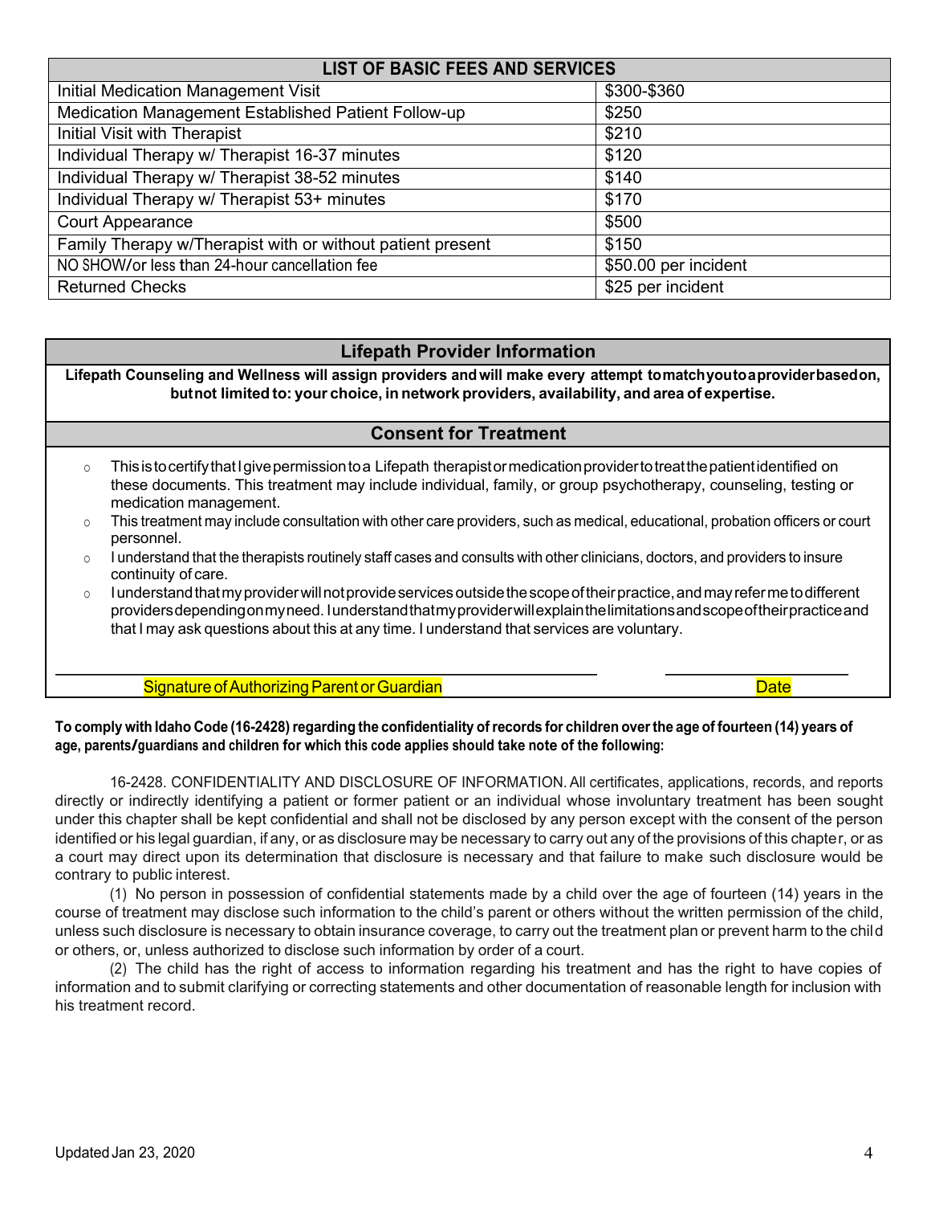| LIST OF BASIC FEES AND SERVICES | |
|---|---|
| Initial Medication Management Visit | $300-$360 |
| Medication Management Established Patient Follow-up | $250 |
| Initial Visit with Therapist | $210 |
| Individual Therapy w/ Therapist 16-37 minutes | $120 |
| Individual Therapy w/ Therapist 38-52 minutes | $140 |
| Individual Therapy w/ Therapist 53+ minutes | $170 |
| Court Appearance | $500 |
| Family Therapy w/Therapist with or without patient present | $150 |
| NO SHOW/or less than 24-hour cancellation fee | $50.00 per incident |
| Returned Checks | $25 per incident |

## Lifepath Provider Information

**Lifepath Counseling and Wellness will assign providers and will make every attempt to match you to a provider based on, but not limited to: your choice, in network providers, availability, and area of expertise.**

## Consent for Treatment

- This is to certify that I give permission to a Lifepath therapist or medication provider to treat the patient identified on these documents. This treatment may include individual, family, or group psychotherapy, counseling, testing or medication management.
- This treatment may include consultation with other care providers, such as medical, educational, probation officers or court personnel.
- I understand that the therapists routinely staff cases and consults with other clinicians, doctors, and providers to insure continuity of care.
- I understand that my provider will not provide services outside the scope of their practice, and may refer me to different providers depending on my need. I understand that my provider will explain the limitations and scope of their practice and that I may ask questions about this at any time. I understand that services are voluntary.

\_\_\_\_\_\_\_\_\_\_\_\_\_\_\_\_\_\_\_\_\_\_\_\_\_\_\_\_\_\_\_\_\_\_\_\_\_\_\_\_ \_\_\_\_\_\_\_\_\_\_\_\_\_\_\_\_\_\_\_\_

Signature of Authorizing Parent or Guardian Date

**To comply with Idaho Code (16-2428) regarding the confidentiality of records for children over the age of fourteen (14) years of age, parents/guardians and children for which this code applies should take note of the following:**

16-2428. CONFIDENTIALITY AND DISCLOSURE OF INFORMATION. All certificates, applications, records, and reports directly or indirectly identifying a patient or former patient or an individual whose involuntary treatment has been sought under this chapter shall be kept confidential and shall not be disclosed by any person except with the consent of the person identified or his legal guardian, if any, or as disclosure may be necessary to carry out any of the provisions of this chapter, or as a court may direct upon its determination that disclosure is necessary and that failure to make such disclosure would be contrary to public interest.

(1) No person in possession of confidential statements made by a child over the age of fourteen (14) years in the course of treatment may disclose such information to the child's parent or others without the written permission of the child, unless such disclosure is necessary to obtain insurance coverage, to carry out the treatment plan or prevent harm to the child or others, or, unless authorized to disclose such information by order of a court.

(2) The child has the right of access to information regarding his treatment and has the right to have copies of information and to submit clarifying or correcting statements and other documentation of reasonable length for inclusion with his treatment record.

Updated Jan 23, 2020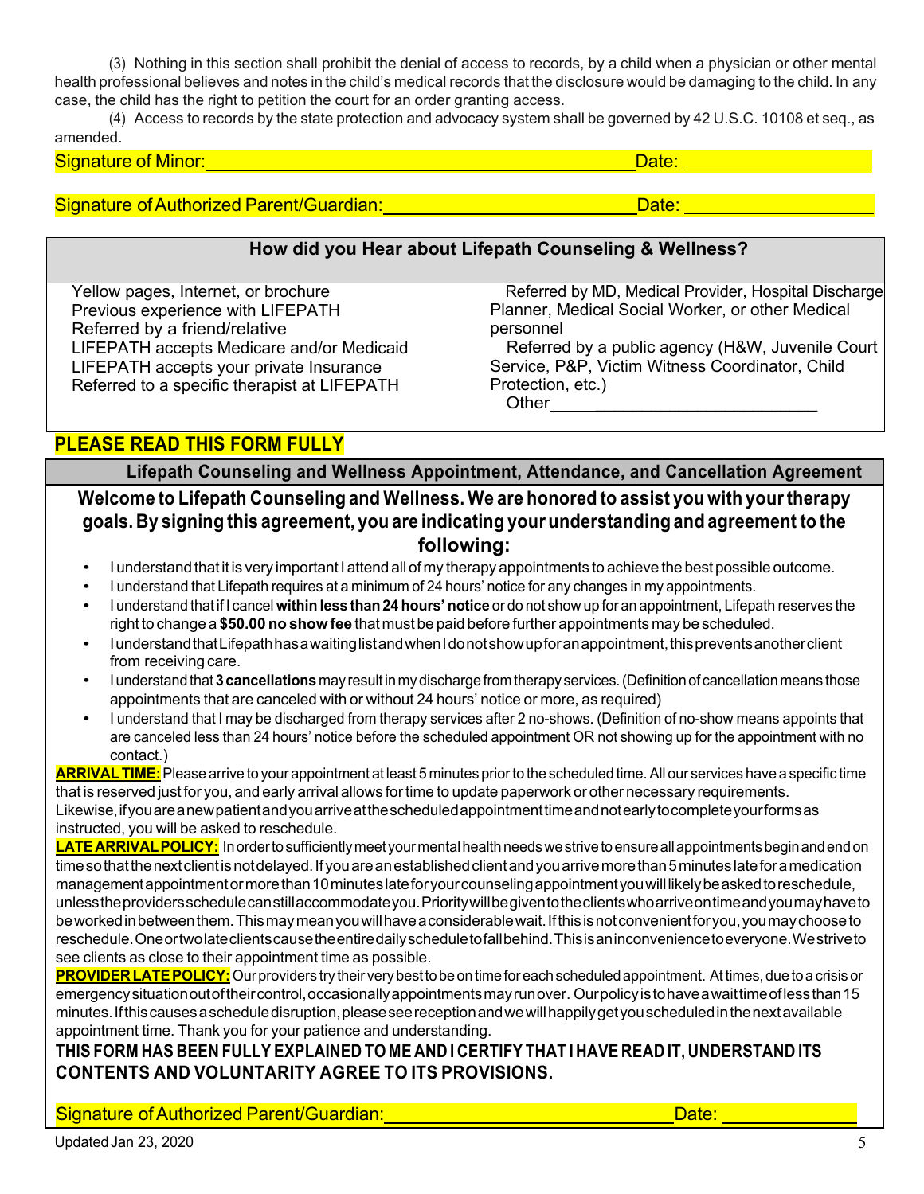(3) Nothing in this section shall prohibit the denial of access to records, by a child when a physician or other mental health professional believes and notes in the child's medical records that the disclosure would be damaging to the child. In any case, the child has the right to petition the court for an order granting access.

(4) Access to records by the state protection and advocacy system shall be governed by 42 U.S.C. 10108 et seq., as amended.

Signature of Minor:_____________________________________________ Date: ____________________

Signature of Authorized Parent/Guardian:_________________________ Date: ____________________

## How did you Hear about Lifepath Counseling & Wellness?

- Yellow pages, Internet, or brochure
- Previous experience with LIFEPATH
- Referred by a friend/relative
- LIFEPATH accepts Medicare and/or Medicaid
- LIFEPATH accepts your private Insurance
- Referred to a specific therapist at LIFEPATH
- Referred by MD, Medical Provider, Hospital Discharge Planner, Medical Social Worker, or other Medical personnel
- Referred by a public agency (H&W, Juvenile Court Service, P&P, Victim Witness Coordinator, Child Protection, etc.)
- Other_____________________________

**PLEASE READ THIS FORM FULLY**

## Lifepath Counseling and Wellness Appointment, Attendance, and Cancellation Agreement

**Welcome to Lifepath Counseling and Wellness. We are honored to assist you with your therapy goals. By signing this agreement, you are indicating your understanding and agreement to the following:**

- I understand that it is very important I attend all of my therapy appointments to achieve the best possible outcome.
- I understand that Lifepath requires at a minimum of 24 hours' notice for any changes in my appointments.
- I understand that if I cancel **within less than 24 hours' notice** or do not show up for an appointment, Lifepath reserves the right to change a **$50.00 no show fee** that must be paid before further appointments may be scheduled.
- I understand that Lifepath has a waiting list and when I do not show up for an appointment, this prevents another client from receiving care.
- I understand that **3 cancellations** may result in my discharge from therapy services. (Definition of cancellation means those appointments that are canceled with or without 24 hours' notice or more, as required)
- I understand that I may be discharged from therapy services after 2 no-shows. (Definition of no-show means appoints that are canceled less than 24 hours' notice before the scheduled appointment OR not showing up for the appointment with no contact.)

**ARRIVAL TIME:** Please arrive to your appointment at least 5 minutes prior to the scheduled time. All our services have a specific time that is reserved just for you, and early arrival allows for time to update paperwork or other necessary requirements. Likewise, if you are a new patient and you arrive at the scheduled appointment time and not early to complete your forms as instructed, you will be asked to reschedule.

**LATE ARRIVAL POLICY:** In order to sufficiently meet your mental health needs we strive to ensure all appointments begin and end on time so that the next client is not delayed. If you are an established client and you arrive more than 5 minutes late for a medication management appointment or more than 10 minutes late for your counseling appointment you will likely be asked to reschedule, unless the providers schedule can still accommodate you. Priority will be given to the clients who arrive on time and you may have to be worked in between them. This may mean you will have a considerable wait. If this is not convenient for you, you may choose to reschedule. One or two late clients cause the entire daily schedule to fall behind. This is an inconvenience to everyone. We strive to see clients as close to their appointment time as possible.

**PROVIDER LATE POLICY:** Our providers try their very best to be on time for each scheduled appointment. At times, due to a crisis or emergency situation out of their control, occasionally appointments may run over. Our policy is to have a wait time of less than 15 minutes. If this causes a schedule disruption, please see reception and we will happily get you scheduled in the next available appointment time. Thank you for your patience and understanding.

**THIS FORM HAS BEEN FULLY EXPLAINED TO ME AND I CERTIFY THAT I HAVE READ IT, UNDERSTAND ITS CONTENTS AND VOLUNTARITY AGREE TO ITS PROVISIONS.**

Signature of Authorized Parent/Guardian:_________________________ Date: ______________

Updated Jan 23, 2020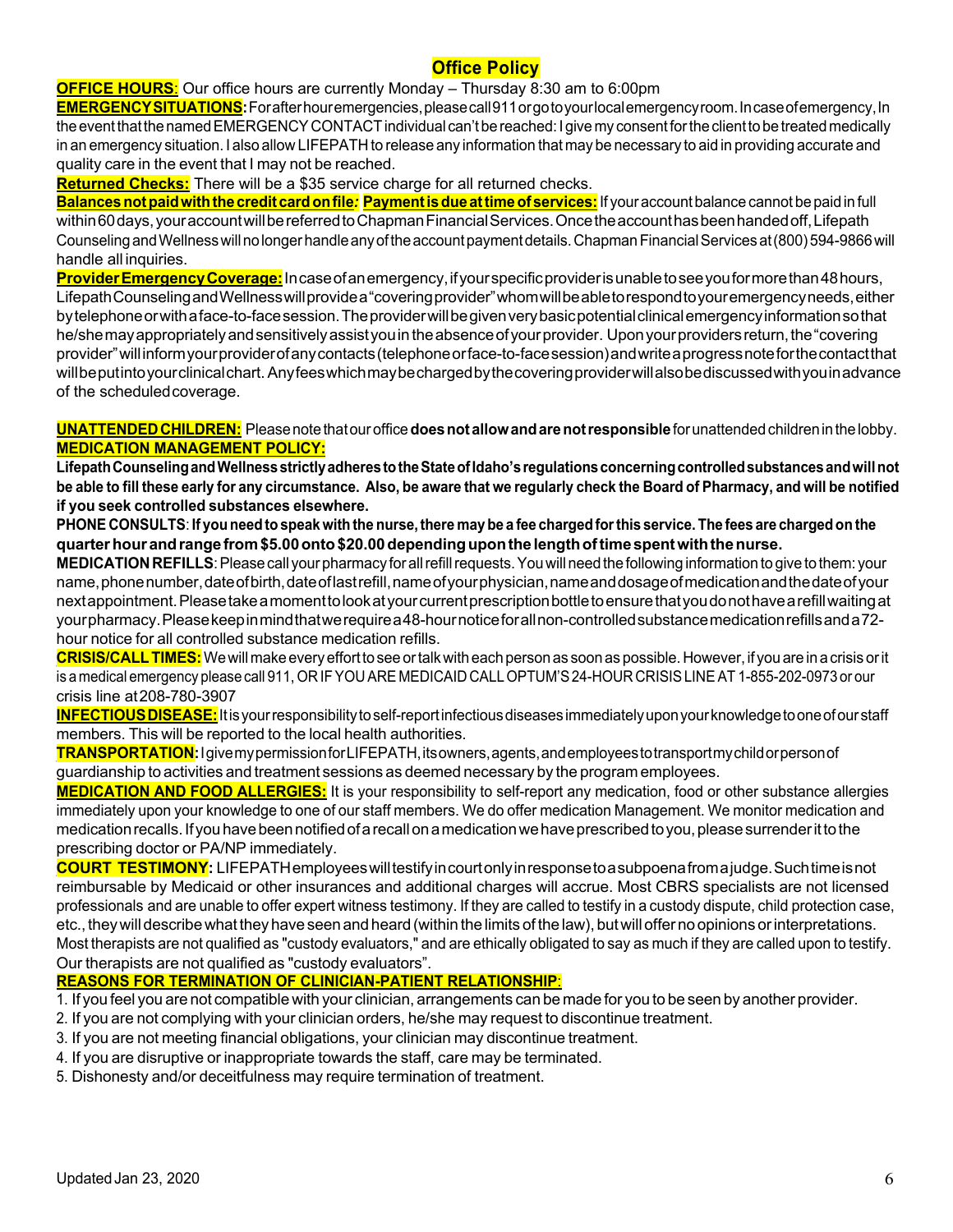# Office Policy

**OFFICE HOURS**: Our office hours are currently Monday – Thursday 8:30 am to 6:00pm

**EMERGENCY SITUATIONS:** For after hour emergencies, please call 911 or go to your local emergency room. In case of emergency, In the event that the named EMERGENCY CONTACT individual can't be reached: I give my consent for the client to be treated medically in an emergency situation. I also allow LIFEPATH to release any information that may be necessary to aid in providing accurate and quality care in the event that I may not be reached.

**Returned Checks:** There will be a $35 service charge for all returned checks.

**Balances not paid with the credit card on file: Payment is due at time of services:** If your account balance cannot be paid in full within 60 days, your account will be referred to Chapman Financial Services. Once the account has been handed off, Lifepath Counseling and Wellness will no longer handle any of the account payment details. Chapman Financial Services at (800) 594-9866 will handle all inquiries.

**Provider Emergency Coverage:** In case of an emergency, if your specific provider is unable to see you for more than 48 hours, Lifepath Counseling and Wellness will provide a "covering provider" whom will be able to respond to your emergency needs, either by telephone or with a face-to-face session. The provider will be given very basic potential clinical emergency information so that he/she may appropriately and sensitively assist you in the absence of your provider. Upon your providers return, the "covering provider" will inform your provider of any contacts (telephone or face-to-face session) and write a progress note for the contact that will be put into your clinical chart. Any fees which may be charged by the covering provider will also be discussed with you in advance of the scheduled coverage.

**UNATTENDED CHILDREN:** Please note that our office **does not allow and are not responsible** for unattended children in the lobby.

**MEDICATION MANAGEMENT POLICY:**

**Lifepath Counseling and Wellness strictly adheres to the State of Idaho's regulations concerning controlled substances and will not be able to fill these early for any circumstance. Also, be aware that we regularly check the Board of Pharmacy, and will be notified if you seek controlled substances elsewhere.**

**PHONE CONSULTS**: **If you need to speak with the nurse, there may be a fee charged for this service. The fees are charged on the quarter hour and range from $5.00 onto $20.00 depending upon the length of time spent with the nurse.**

**MEDICATION REFILLS**: Please call your pharmacy for all refill requests. You will need the following information to give to them: your name, phone number, date of birth, date of last refill, name of your physician, name and dosage of medication and the date of your next appointment. Please take a moment to look at your current prescription bottle to ensure that you do not have a refill waiting at your pharmacy. Please keep in mind that we require a 48-hour notice for all non-controlled substance medication refills and a 72-hour notice for all controlled substance medication refills.

**CRISIS/CALL TIMES:** We will make every effort to see or talk with each person as soon as possible. However, if you are in a crisis or it is a medical emergency please call 911, OR IF YOU ARE MEDICAID CALL OPTUM'S 24-HOUR CRISIS LINE AT 1-855-202-0973 or our crisis line at 208-780-3907

**INFECTIOUS DISEASE:** It is your responsibility to self-report infectious diseases immediately upon your knowledge to one of our staff members. This will be reported to the local health authorities.

**TRANSPORTATION:** I give my permission for LIFEPATH, its owners, agents, and employees to transport my child or person of guardianship to activities and treatment sessions as deemed necessary by the program employees.

**MEDICATION AND FOOD ALLERGIES:** It is your responsibility to self-report any medication, food or other substance allergies immediately upon your knowledge to one of our staff members. We do offer medication Management. We monitor medication and medication recalls. If you have been notified of a recall on a medication we have prescribed to you, please surrender it to the prescribing doctor or PA/NP immediately.

**COURT TESTIMONY:** LIFEPATH employees will testify in court only in response to a subpoena from a judge. Such time is not reimbursable by Medicaid or other insurances and additional charges will accrue. Most CBRS specialists are not licensed professionals and are unable to offer expert witness testimony. If they are called to testify in a custody dispute, child protection case, etc., they will describe what they have seen and heard (within the limits of the law), but will offer no opinions or interpretations. Most therapists are not qualified as "custody evaluators," and are ethically obligated to say as much if they are called upon to testify. Our therapists are not qualified as "custody evaluators".

**REASONS FOR TERMINATION OF CLINICIAN-PATIENT RELATIONSHIP**:

1. If you feel you are not compatible with your clinician, arrangements can be made for you to be seen by another provider.
2. If you are not complying with your clinician orders, he/she may request to discontinue treatment.
3. If you are not meeting financial obligations, your clinician may discontinue treatment.
4. If you are disruptive or inappropriate towards the staff, care may be terminated.
5. Dishonesty and/or deceitfulness may require termination of treatment.

Updated Jan 23, 2020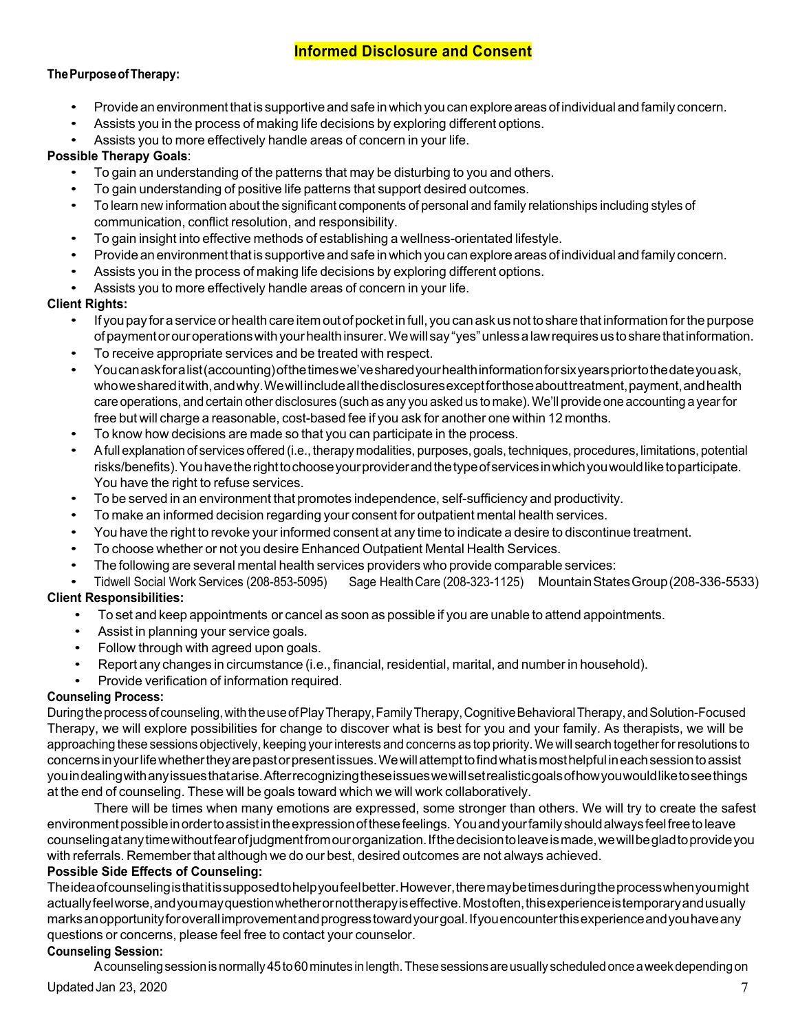## Informed Disclosure and Consent

**The Purpose of Therapy:**

- Provide an environment that is supportive and safe in which you can explore areas of individual and family concern.
- Assists you in the process of making life decisions by exploring different options.
- Assists you to more effectively handle areas of concern in your life.

**Possible Therapy Goals**:

- To gain an understanding of the patterns that may be disturbing to you and others.
- To gain understanding of positive life patterns that support desired outcomes.
- To learn new information about the significant components of personal and family relationships including styles of communication, conflict resolution, and responsibility.
- To gain insight into effective methods of establishing a wellness-orientated lifestyle.
- Provide an environment that is supportive and safe in which you can explore areas of individual and family concern.
- Assists you in the process of making life decisions by exploring different options.
- Assists you to more effectively handle areas of concern in your life.

**Client Rights:**

- If you pay for a service or health care item out of pocket in full, you can ask us not to share that information for the purpose of payment or our operations with your health insurer. We will say "yes" unless a law requires us to share that information.
- To receive appropriate services and be treated with respect.
- You can ask for a list (accounting) of the times we've shared your health information for six years prior to the date you ask, who we shared it with, and why. We will include all the disclosures except for those about treatment, payment, and health care operations, and certain other disclosures (such as any you asked us to make). We'll provide one accounting a year for free but will charge a reasonable, cost-based fee if you ask for another one within 12 months.
- To know how decisions are made so that you can participate in the process.
- A full explanation of services offered (i.e., therapy modalities, purposes, goals, techniques, procedures, limitations, potential risks/benefits). You have the right to choose your provider and the type of services in which you would like to participate. You have the right to refuse services.
- To be served in an environment that promotes independence, self-sufficiency and productivity.
- To make an informed decision regarding your consent for outpatient mental health services.
- You have the right to revoke your informed consent at any time to indicate a desire to discontinue treatment.
- To choose whether or not you desire Enhanced Outpatient Mental Health Services.
- The following are several mental health services providers who provide comparable services:
- Tidwell Social Work Services (208-853-5095) Sage Health Care (208-323-1125) Mountain States Group (208-336-5533)

**Client Responsibilities:**

- To set and keep appointments or cancel as soon as possible if you are unable to attend appointments.
- Assist in planning your service goals.
- Follow through with agreed upon goals.
- Report any changes in circumstance (i.e., financial, residential, marital, and number in household).
- Provide verification of information required.

**Counseling Process:**

During the process of counseling, with the use of Play Therapy, Family Therapy, Cognitive Behavioral Therapy, and Solution-Focused Therapy, we will explore possibilities for change to discover what is best for you and your family. As therapists, we will be approaching these sessions objectively, keeping your interests and concerns as top priority. We will search together for resolutions to concerns in your life whether they are past or present issues. We will attempt to find what is most helpful in each session to assist you in dealing with any issues that arise. After recognizing these issues we will set realistic goals of how you would like to see things at the end of counseling. These will be goals toward which we will work collaboratively.

There will be times when many emotions are expressed, some stronger than others. We will try to create the safest environment possible in order to assist in the expression of these feelings. You and your family should always feel free to leave counseling at any time without fear of judgment from our organization. If the decision to leave is made, we will be glad to provide you with referrals. Remember that although we do our best, desired outcomes are not always achieved.

**Possible Side Effects of Counseling:**

The idea of counseling is that it is supposed to help you feel better. However, there may be times during the process when you might actually feel worse, and you may question whether or not therapy is effective. Most often, this experience is temporary and usually marks an opportunity for overall improvement and progress toward your goal. If you encounter this experience and you have any questions or concerns, please feel free to contact your counselor.

**Counseling Session:**

A counseling session is normally 45 to 60 minutes in length. These sessions are usually scheduled once a week depending on

Updated Jan 23, 2020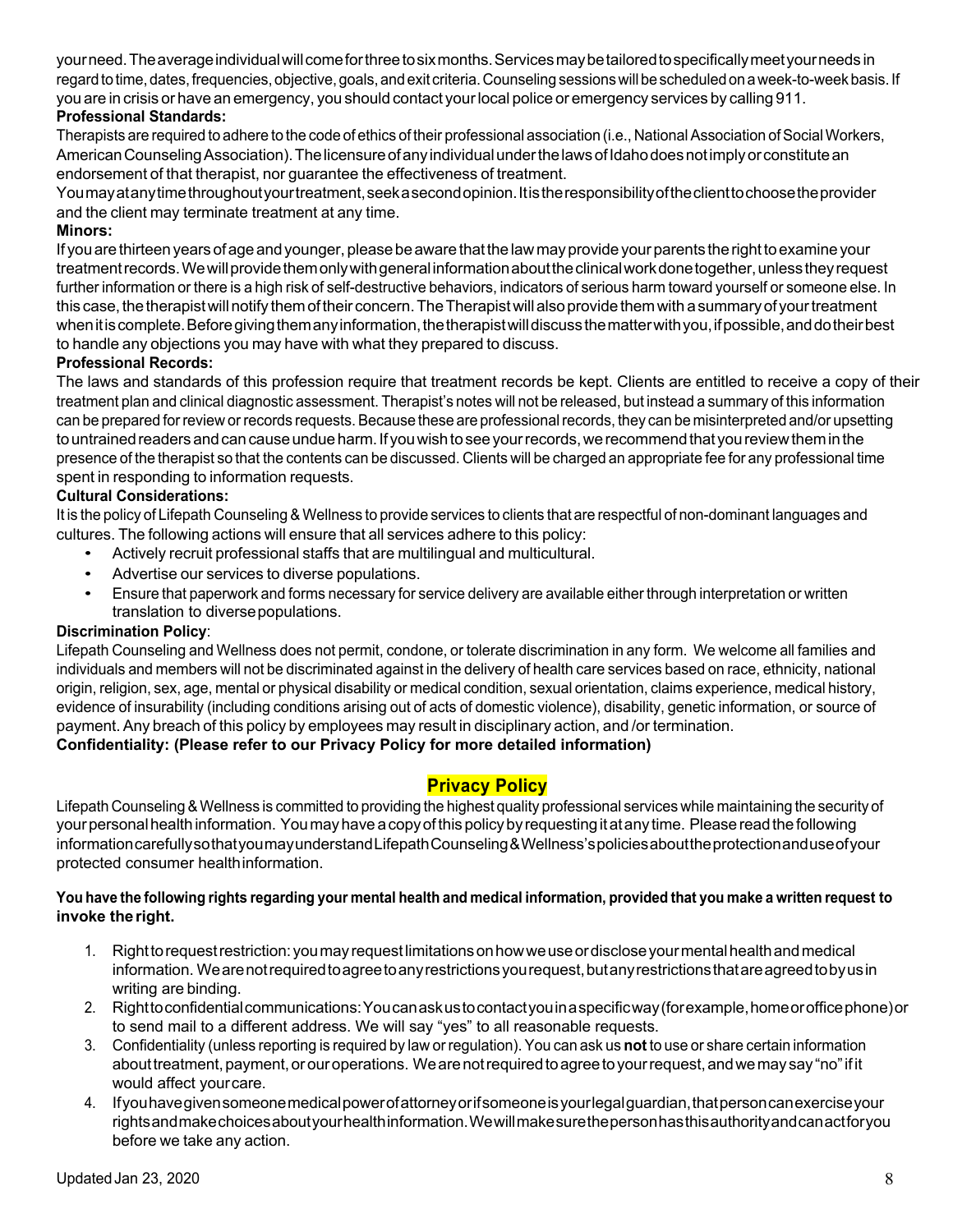your need. The average individual will come for three to six months. Services may be tailored to specifically meet your needs in regard to time, dates, frequencies, objective, goals, and exit criteria. Counseling sessions will be scheduled on a week-to-week basis. If you are in crisis or have an emergency, you should contact your local police or emergency services by calling 911.

**Professional Standards:**

Therapists are required to adhere to the code of ethics of their professional association (i.e., National Association of Social Workers, American Counseling Association). The licensure of any individual under the laws of Idaho does not imply or constitute an endorsement of that therapist, nor guarantee the effectiveness of treatment.

You may at any time throughout your treatment, seek a second opinion. It is the responsibility of the client to choose the provider and the client may terminate treatment at any time.

**Minors:**

If you are thirteen years of age and younger, please be aware that the law may provide your parents the right to examine your treatment records. We will provide them only with general information about the clinical work done together, unless they request further information or there is a high risk of self-destructive behaviors, indicators of serious harm toward yourself or someone else. In this case, the therapist will notify them of their concern. The Therapist will also provide them with a summary of your treatment when it is complete. Before giving them any information, the therapist will discuss the matter with you, if possible, and do their best to handle any objections you may have with what they prepared to discuss.

**Professional Records:**

The laws and standards of this profession require that treatment records be kept. Clients are entitled to receive a copy of their treatment plan and clinical diagnostic assessment. Therapist's notes will not be released, but instead a summary of this information can be prepared for review or records requests. Because these are professional records, they can be misinterpreted and/or upsetting to untrained readers and can cause undue harm. If you wish to see your records, we recommend that you review them in the presence of the therapist so that the contents can be discussed. Clients will be charged an appropriate fee for any professional time spent in responding to information requests.

**Cultural Considerations:**

It is the policy of Lifepath Counseling & Wellness to provide services to clients that are respectful of non-dominant languages and cultures. The following actions will ensure that all services adhere to this policy:

- Actively recruit professional staffs that are multilingual and multicultural.
- Advertise our services to diverse populations.
- Ensure that paperwork and forms necessary for service delivery are available either through interpretation or written translation to diverse populations.

**Discrimination Policy**:

Lifepath Counseling and Wellness does not permit, condone, or tolerate discrimination in any form. We welcome all families and individuals and members will not be discriminated against in the delivery of health care services based on race, ethnicity, national origin, religion, sex, age, mental or physical disability or medical condition, sexual orientation, claims experience, medical history, evidence of insurability (including conditions arising out of acts of domestic violence), disability, genetic information, or source of payment. Any breach of this policy by employees may result in disciplinary action, and /or termination.

**Confidentiality: (Please refer to our Privacy Policy for more detailed information)**

## Privacy Policy

Lifepath Counseling & Wellness is committed to providing the highest quality professional services while maintaining the security of your personal health information. You may have a copy of this policy by requesting it at any time. Please read the following information carefully so that you may understand Lifepath Counseling & Wellness's policies about the protection and use of your protected consumer health information.

**You have the following rights regarding your mental health and medical information, provided that you make a written request to invoke the right.**

1. Right to request restriction: you may request limitations on how we use or disclose your mental health and medical information. We are not required to agree to any restrictions you request, but any restrictions that are agreed to by us in writing are binding.
2. Right to confidential communications: You can ask us to contact you in a specific way (for example, home or office phone) or to send mail to a different address. We will say "yes" to all reasonable requests.
3. Confidentiality (unless reporting is required by law or regulation). You can ask us **not** to use or share certain information about treatment, payment, or our operations. We are not required to agree to your request, and we may say "no" if it would affect your care.
4. If you have given someone medical power of attorney or if someone is your legal guardian, that person can exercise your rights and make choices about your health information. We will make sure the person has this authority and can act for you before we take any action.

Updated Jan 23, 2020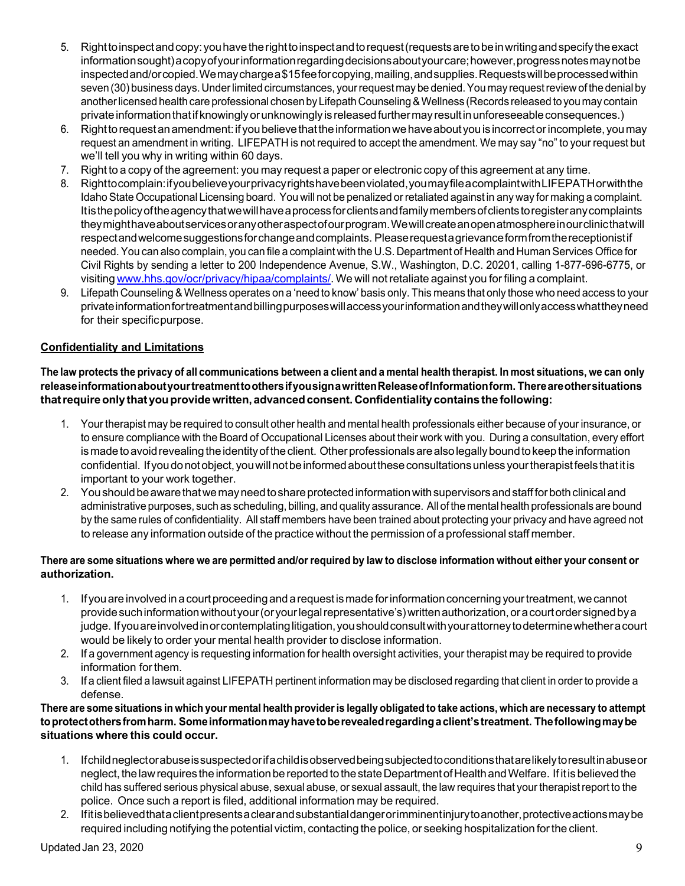5. Right to inspect and copy: you have the right to inspect and to request (requests are to be in writing and specify the exact information sought) a copy of your information regarding decisions about your care; however, progress notes may not be inspected and/or copied. We may charge a $15 fee for copying, mailing, and supplies. Requests will be processed within seven (30) business days. Under limited circumstances, your request may be denied. You may request review of the denial by another licensed health care professional chosen by Lifepath Counseling & Wellness (Records released to you may contain private information that if knowingly or unknowingly is released further may result in unforeseeable consequences.)
6. Right to request an amendment: if you believe that the information we have about you is incorrect or incomplete, you may request an amendment in writing. LIFEPATH is not required to accept the amendment. We may say "no" to your request but we'll tell you why in writing within 60 days.
7. Right to a copy of the agreement: you may request a paper or electronic copy of this agreement at any time.
8. Right to complain: if you believe your privacy rights have been violated, you may file a complaint with LIFEPATH or with the Idaho State Occupational Licensing board. You will not be penalized or retaliated against in any way for making a complaint. It is the policy of the agency that we will have a process for clients and family members of clients to register any complaints they might have about services or any other aspect of our program. We will create an open atmosphere in our clinic that will respect and welcome suggestions for change and complaints. Please request a grievance form from the receptionist if needed. You can also complain, you can file a complaint with the U.S. Department of Health and Human Services Office for Civil Rights by sending a letter to 200 Independence Avenue, S.W., Washington, D.C. 20201, calling 1-877-696-6775, or visiting [www.hhs.gov/ocr/privacy/hipaa/complaints/](http://www.hhs.gov/ocr/privacy/hipaa/complaints/). We will not retaliate against you for filing a complaint.
9. Lifepath Counseling & Wellness operates on a 'need to know' basis only. This means that only those who need access to your private information for treatment and billing purposes will access your information and they will only access what they need for their specific purpose.

## Confidentiality and Limitations

**The law protects the privacy of all communications between a client and a mental health therapist. In most situations, we can only release information about your treatment to others if you sign a written Release of Information form. There are other situations that require only that you provide written, advanced consent. Confidentiality contains the following:**

1. Your therapist may be required to consult other health and mental health professionals either because of your insurance, or to ensure compliance with the Board of Occupational Licenses about their work with you. During a consultation, every effort is made to avoid revealing the identity of the client. Other professionals are also legally bound to keep the information confidential. If you do not object, you will not be informed about these consultations unless your therapist feels that it is important to your work together.
2. You should be aware that we may need to share protected information with supervisors and staff for both clinical and administrative purposes, such as scheduling, billing, and quality assurance. All of the mental health professionals are bound by the same rules of confidentiality. All staff members have been trained about protecting your privacy and have agreed not to release any information outside of the practice without the permission of a professional staff member.

**There are some situations where we are permitted and/or required by law to disclose information without either your consent or authorization.**

1. If you are involved in a court proceeding and a request is made for information concerning your treatment, we cannot provide such information without your (or your legal representative's) written authorization, or a court order signed by a judge. If you are involved in or contemplating litigation, you should consult with your attorney to determine whether a court would be likely to order your mental health provider to disclose information.
2. If a government agency is requesting information for health oversight activities, your therapist may be required to provide information for them.
3. If a client filed a lawsuit against LIFEPATH pertinent information may be disclosed regarding that client in order to provide a defense.

**There are some situations in which your mental health provider is legally obligated to take actions, which are necessary to attempt to protect others from harm. Some information may have to be revealed regarding a client's treatment. The following may be situations where this could occur.**

1. If child neglect or abuse is suspected or if a child is observed being subjected to conditions that are likely to result in abuse or neglect, the law requires the information be reported to the state Department of Health and Welfare. If it is believed the child has suffered serious physical abuse, sexual abuse, or sexual assault, the law requires that your therapist report to the police. Once such a report is filed, additional information may be required.
2. If it is believed that a client presents a clear and substantial danger or imminent injury to another, protective actions may be required including notifying the potential victim, contacting the police, or seeking hospitalization for the client.

Updated Jan 23, 2020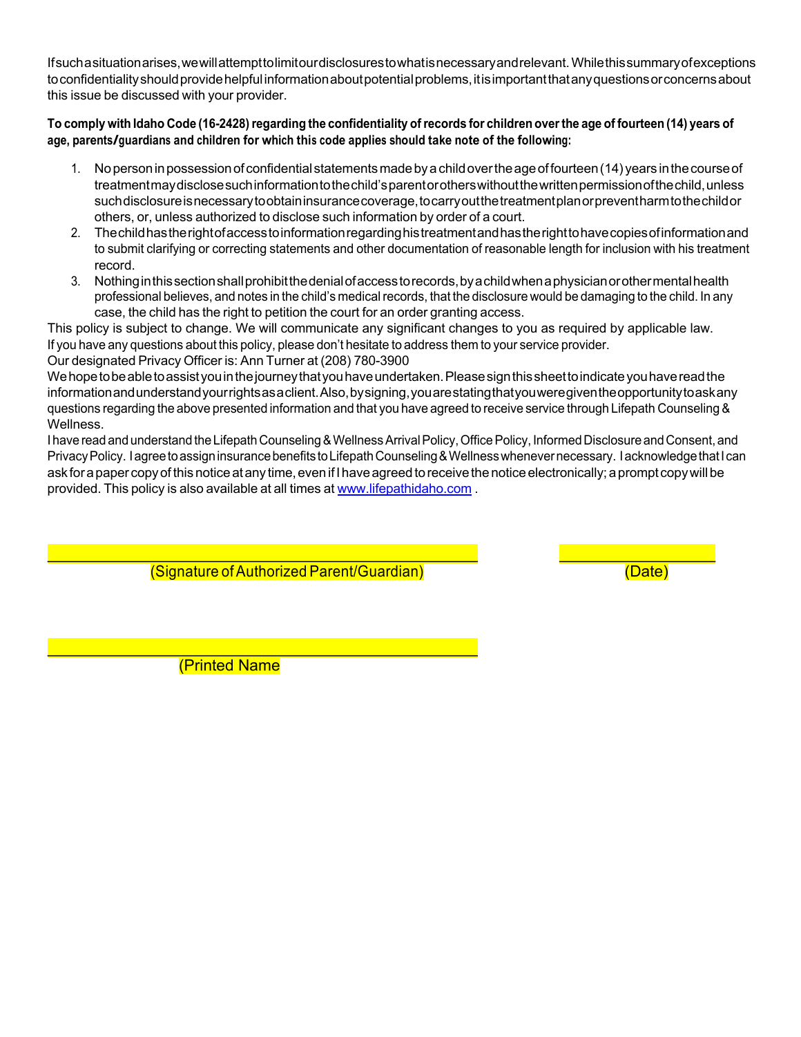If such a situation arises, we will attempt to limit our disclosures to what is necessary and relevant. While this summary of exceptions to confidentiality should provide helpful information about potential problems, it is important that any questions or concerns about this issue be discussed with your provider.

**To comply with Idaho Code (16-2428) regarding the confidentiality of records for children over the age of fourteen (14) years of age, parents/guardians and children for which this code applies should take note of the following:**

1. No person in possession of confidential statements made by a child over the age of fourteen (14) years in the course of treatment may disclose such information to the child's parent or others without the written permission of the child, unless such disclosure is necessary to obtain insurance coverage, to carry out the treatment plan or prevent harm to the child or others, or, unless authorized to disclose such information by order of a court.
2. The child has the right of access to information regarding his treatment and has the right to have copies of information and to submit clarifying or correcting statements and other documentation of reasonable length for inclusion with his treatment record.
3. Nothing in this section shall prohibit the denial of access to records, by a child when a physician or other mental health professional believes, and notes in the child's medical records, that the disclosure would be damaging to the child. In any case, the child has the right to petition the court for an order granting access.

This policy is subject to change. We will communicate any significant changes to you as required by applicable law.
If you have any questions about this policy, please don't hesitate to address them to your service provider.
Our designated Privacy Officer is: Ann Turner at (208) 780-3900
We hope to be able to assist you in the journey that you have undertaken. Please sign this sheet to indicate you have read the information and understand your rights as a client. Also, by signing, you are stating that you were given the opportunity to ask any questions regarding the above presented information and that you have agreed to receive service through Lifepath Counseling & Wellness.
I have read and understand the Lifepath Counseling & Wellness Arrival Policy, Office Policy, Informed Disclosure and Consent, and Privacy Policy. I agree to assign insurance benefits to Lifepath Counseling & Wellness whenever necessary. I acknowledge that I can ask for a paper copy of this notice at any time, even if I have agreed to receive the notice electronically; a prompt copy will be provided. This policy is also available at all times at www.lifepathidaho.com .

\_\_\_\_\_\_\_\_\_\_\_\_\_\_\_\_\_\_\_\_\_\_\_\_\_\_\_\_\_\_\_\_\_\_\_\_\_\_\_\_\_\_ \_\_\_\_\_\_\_\_\_\_\_\_\_\_\_\_
(Signature of Authorized Parent/Guardian) (Date)

\_\_\_\_\_\_\_\_\_\_\_\_\_\_\_\_\_\_\_\_\_\_\_\_\_\_\_\_\_\_\_\_\_\_\_\_\_\_\_\_\_\_
(Printed Name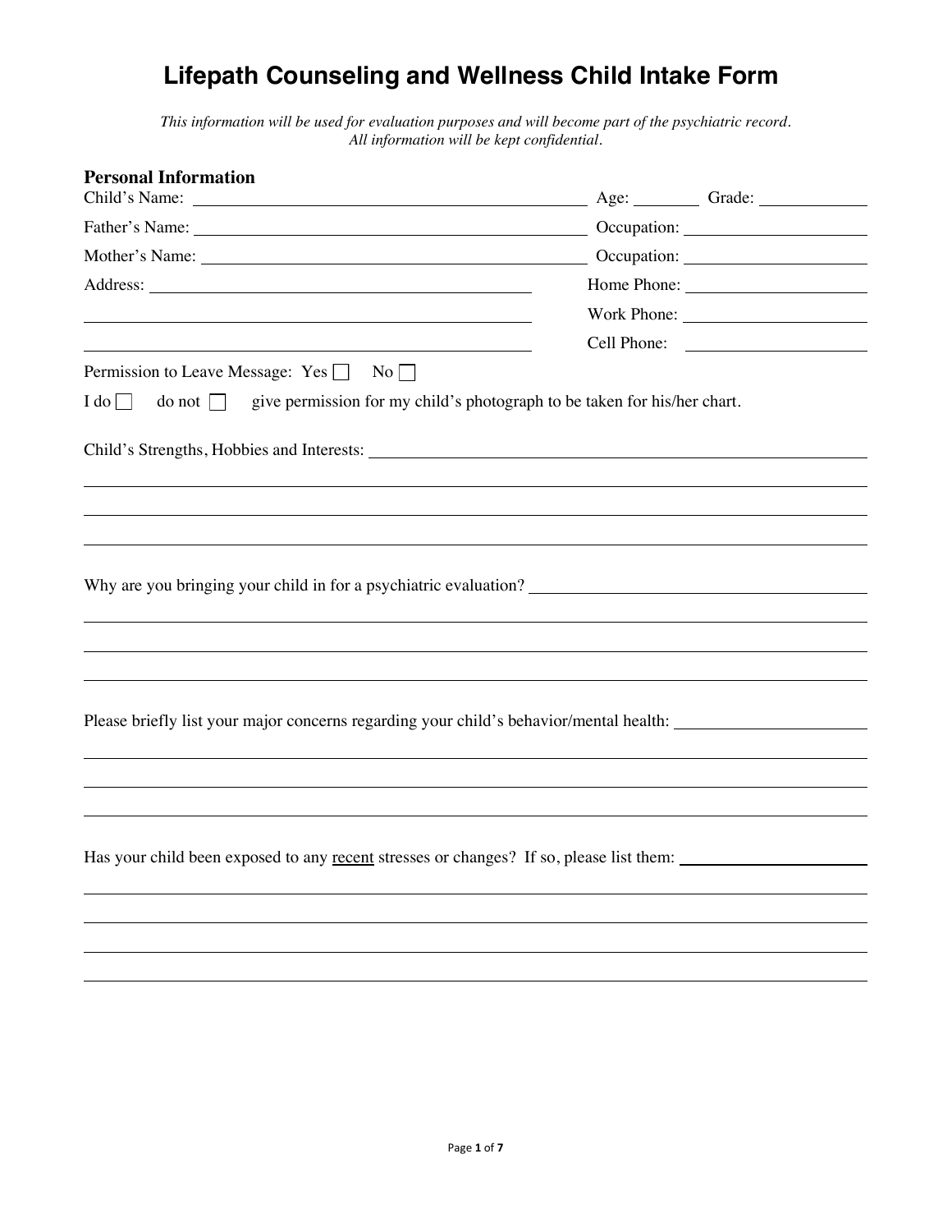# Lifepath Counseling and Wellness Child Intake Form

*This information will be used for evaluation purposes and will become part of the psychiatric record. All information will be kept confidential.*

## Personal Information

Child's Name: ______________________________ Age: ________ Grade: ____________

Father's Name: ______________________________ Occupation: ____________________

Mother's Name: ______________________________ Occupation: ____________________

Address: ______________________________ Home Phone: ____________________

______________________________ Work Phone: ____________________

______________________________ Cell Phone: ____________________

Permission to Leave Message: Yes ☐ No ☐

I do ☐ do not ☐ give permission for my child's photograph to be taken for his/her chart.

Child's Strengths, Hobbies and Interests: ______________________________

______________________________

______________________________

______________________________

Why are you bringing your child in for a psychiatric evaluation? ______________________________

______________________________

______________________________

______________________________

Please briefly list your major concerns regarding your child's behavior/mental health: ______________________________

______________________________

______________________________

______________________________

Has your child been exposed to any <u>recent</u> stresses or changes? If so, please list them: ______________________________

______________________________

______________________________

______________________________

______________________________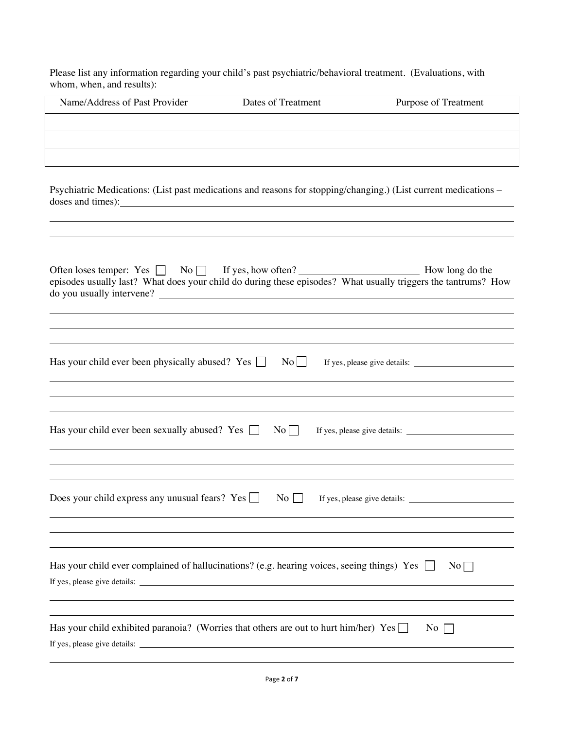Please list any information regarding your child's past psychiatric/behavioral treatment. (Evaluations, with whom, when, and results):

| Name/Address of Past Provider | Dates of Treatment | Purpose of Treatment |
|---|---|---|
| | | |
| | | |
| | | |

Psychiatric Medications: (List past medications and reasons for stopping/changing.) (List current medications – doses and times): ______________________________________________

__________________________________________________________________________________

__________________________________________________________________________________

__________________________________________________________________________________

Often loses temper: Yes ☐ No ☐ If yes, how often? ______________________ How long do the episodes usually last? What does your child do during these episodes? What usually triggers the tantrums? How do you usually intervene? ______________________________________________

__________________________________________________________________________________

__________________________________________________________________________________

__________________________________________________________________________________

Has your child ever been physically abused? Yes ☐ No ☐ If yes, please give details: ______________________

__________________________________________________________________________________

__________________________________________________________________________________

__________________________________________________________________________________

Has your child ever been sexually abused? Yes ☐ No ☐ If yes, please give details: ______________________

__________________________________________________________________________________

__________________________________________________________________________________

__________________________________________________________________________________

Does your child express any unusual fears? Yes ☐ No ☐ If yes, please give details: ______________________

__________________________________________________________________________________

__________________________________________________________________________________

__________________________________________________________________________________

Has your child ever complained of hallucinations? (e.g. hearing voices, seeing things) Yes ☐ No ☐

If yes, please give details: ______________________________________________

__________________________________________________________________________________

__________________________________________________________________________________

Has your child exhibited paranoia? (Worries that others are out to hurt him/her) Yes ☐ No ☐

If yes, please give details: ______________________________________________

__________________________________________________________________________________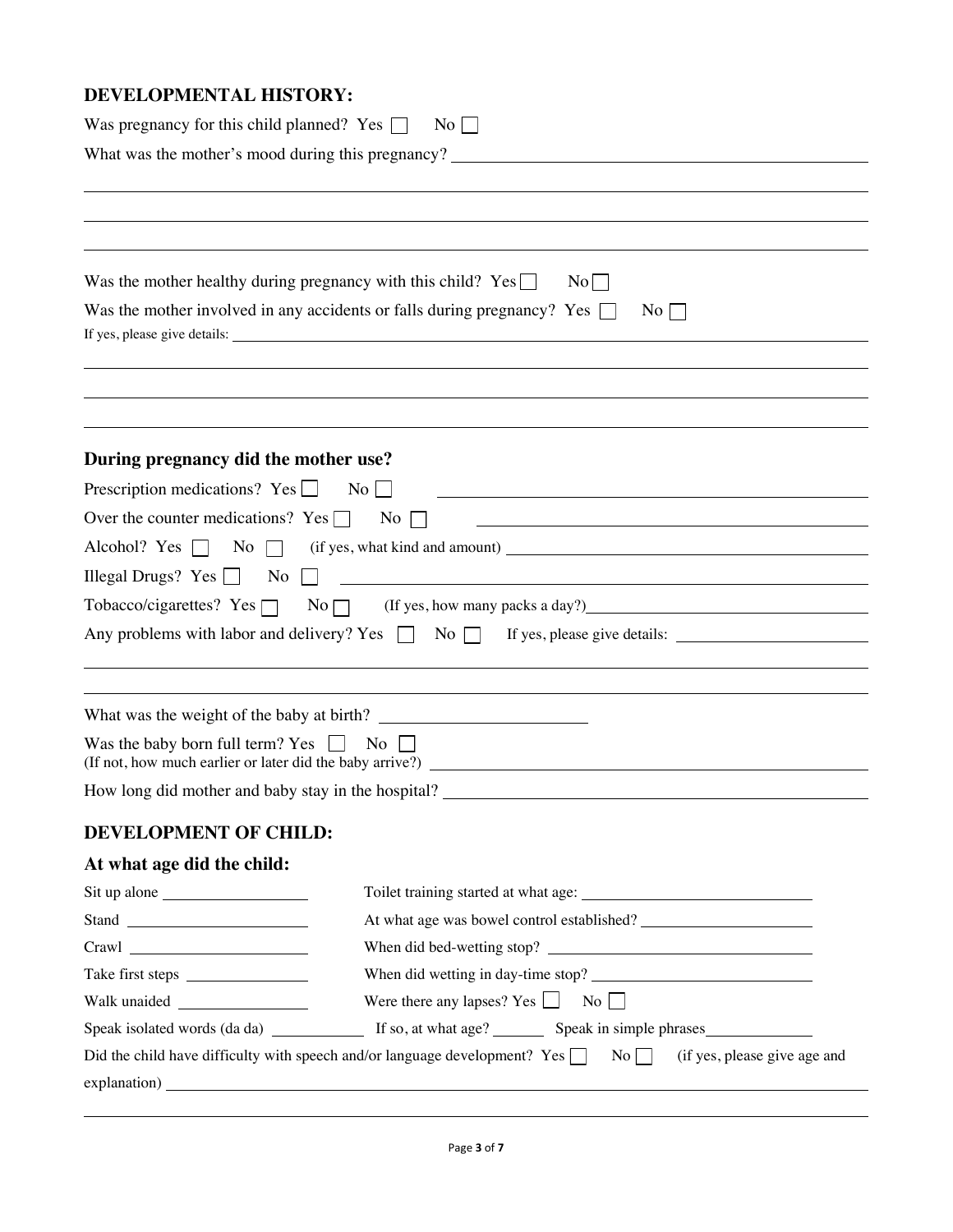## DEVELOPMENTAL HISTORY:

Was pregnancy for this child planned? Yes ☐ No ☐

What was the mother's mood during this pregnancy? ______________________________

______________________________

______________________________

______________________________

Was the mother healthy during pregnancy with this child? Yes ☐ No ☐

Was the mother involved in any accidents or falls during pregnancy? Yes ☐ No ☐

If yes, please give details: ______________________________

______________________________

______________________________

______________________________

## During pregnancy did the mother use?

Prescription medications? Yes ☐ No ☐ ______________________________

Over the counter medications? Yes ☐ No ☐ ______________________________

Alcohol? Yes ☐ No ☐ (if yes, what kind and amount) ______________________________

Illegal Drugs? Yes ☐ No ☐ ______________________________

Tobacco/cigarettes? Yes ☐ No ☐ (If yes, how many packs a day?) ______________________________

Any problems with labor and delivery? Yes ☐ No ☐ If yes, please give details: ______________________________

______________________________

______________________________

What was the weight of the baby at birth? ______________________________

Was the baby born full term? Yes ☐ No ☐
(If not, how much earlier or later did the baby arrive?) ______________________________

How long did mother and baby stay in the hospital? ______________________________

## DEVELOPMENT OF CHILD:

## At what age did the child:

Sit up alone ______________ Toilet training started at what age: ______________

Stand ______________ At what age was bowel control established? ______________

Crawl ______________ When did bed-wetting stop? ______________

Take first steps ______________ When did wetting in day-time stop? ______________

Walk unaided ______________ Were there any lapses? Yes ☐ No ☐

Speak isolated words (da da) ______________ If so, at what age? ______________ Speak in simple phrases ______________

Did the child have difficulty with speech and/or language development? Yes ☐ No ☐ (if yes, please give age and explanation) ______________________________

______________________________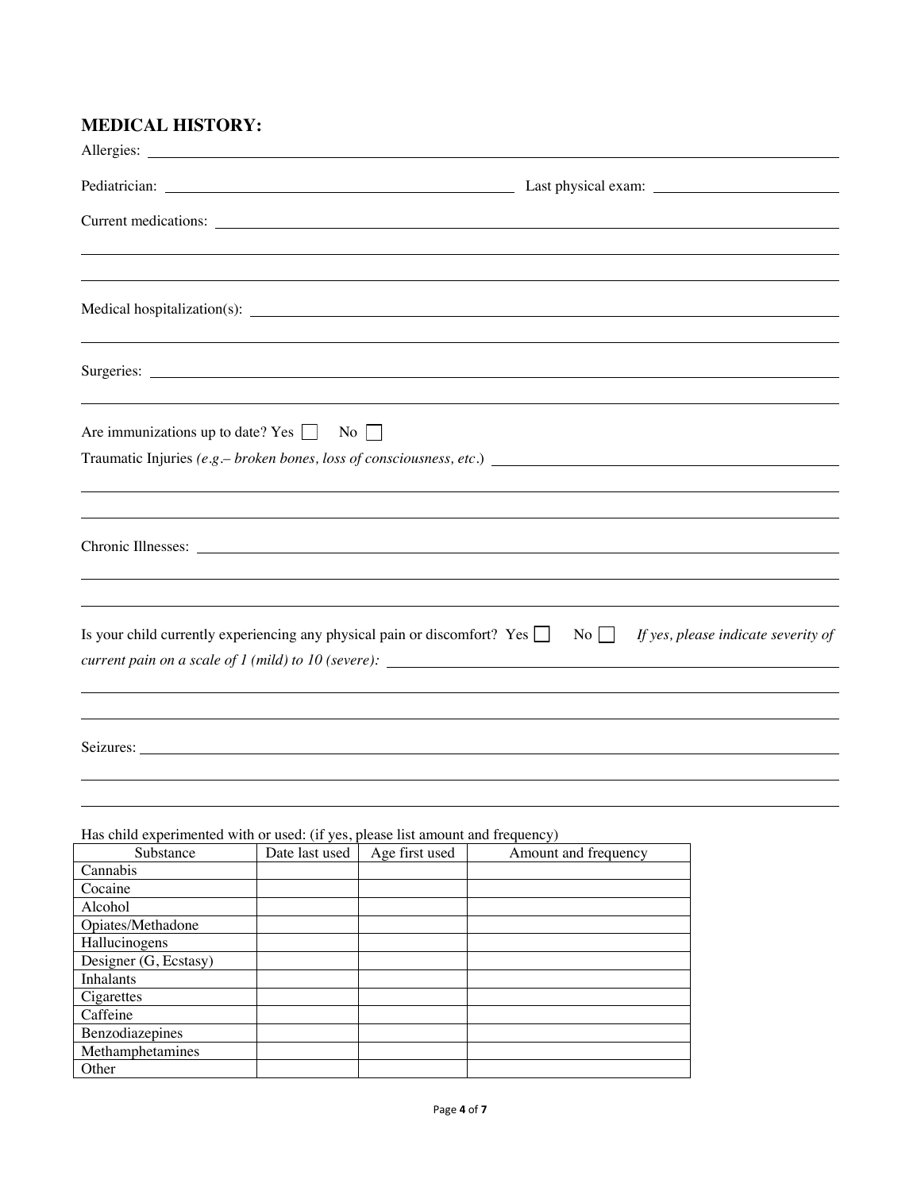## MEDICAL HISTORY:

Allergies: ___________________________________________

Pediatrician: ___________________________ Last physical exam: ______________

Current medications: ___________________________________________

___________________________________________

___________________________________________

Medical hospitalization(s): ___________________________________________

___________________________________________

Surgeries: ___________________________________________

___________________________________________

Are immunizations up to date? Yes ☐ No ☐

Traumatic Injuries *(e.g.– broken bones, loss of consciousness, etc.)* ___________________________

___________________________________________

___________________________________________

Chronic Illnesses: ___________________________________________

___________________________________________

___________________________________________

Is your child currently experiencing any physical pain or discomfort? Yes ☐ No ☐ *If yes, please indicate severity of current pain on a scale of 1 (mild) to 10 (severe):* ___________________________

___________________________________________

___________________________________________

Seizures: ___________________________________________

___________________________________________

___________________________________________

Has child experimented with or used: (if yes, please list amount and frequency)

| Substance | Date last used | Age first used | Amount and frequency |
|---|---|---|---|
| Cannabis | | | |
| Cocaine | | | |
| Alcohol | | | |
| Opiates/Methadone | | | |
| Hallucinogens | | | |
| Designer (G, Ecstasy) | | | |
| Inhalants | | | |
| Cigarettes | | | |
| Caffeine | | | |
| Benzodiazepines | | | |
| Methamphetamines | | | |
| Other | | | |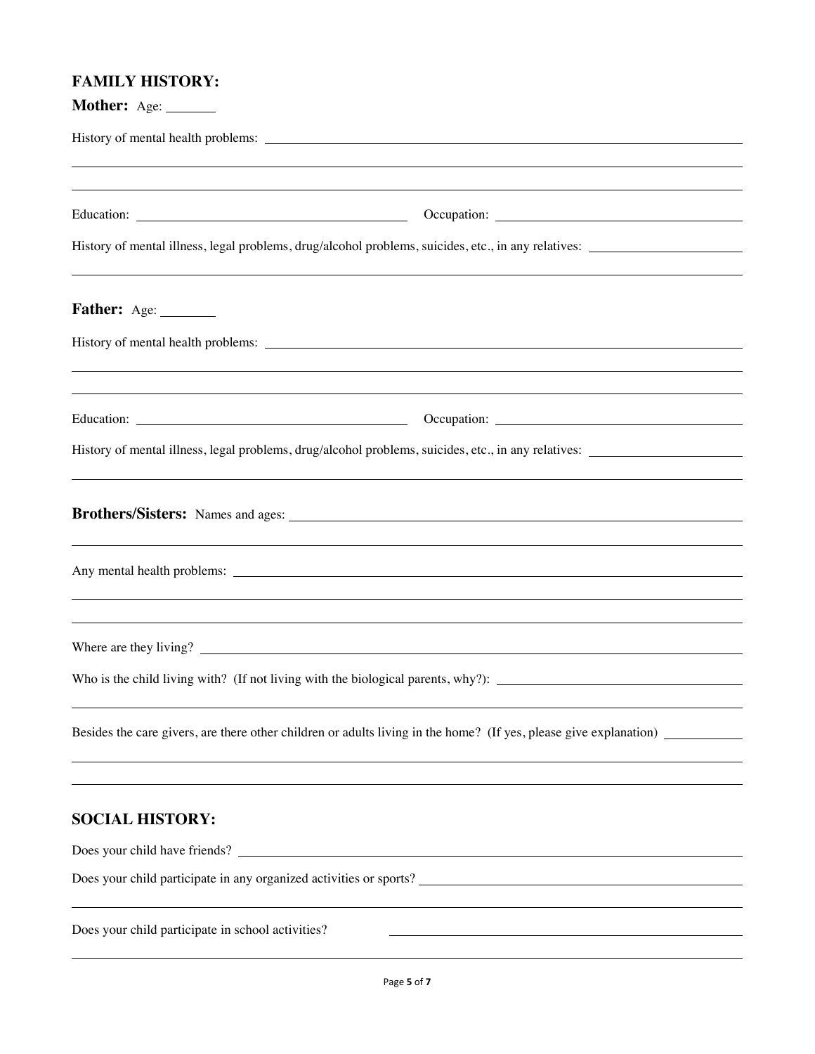## FAMILY HISTORY:

**Mother:** Age: _______

History of mental health problems: ________________________________________________________________

________________________________________________________________________________________

________________________________________________________________________________________

Education: ________________________________ Occupation: ________________________________

History of mental illness, legal problems, drug/alcohol problems, suicides, etc., in any relatives: ____________________

________________________________________________________________________________________

**Father:** Age: ________

History of mental health problems: ________________________________________________________________

________________________________________________________________________________________

________________________________________________________________________________________

Education: ________________________________ Occupation: ________________________________

History of mental illness, legal problems, drug/alcohol problems, suicides, etc., in any relatives: ____________________

________________________________________________________________________________________

**Brothers/Sisters:** Names and ages: ____________________________________________________________

________________________________________________________________________________________

Any mental health problems: ____________________________________________________________________

________________________________________________________________________________________

________________________________________________________________________________________

Where are they living? _________________________________________________________________________

Who is the child living with? (If not living with the biological parents, why?): ______________________________

________________________________________________________________________________________

Besides the care givers, are there other children or adults living in the home? (If yes, please give explanation) __________

________________________________________________________________________________________

________________________________________________________________________________________

## SOCIAL HISTORY:

Does your child have friends? ____________________________________________________________________

Does your child participate in any organized activities or sports? ____________________________________________

________________________________________________________________________________________

Does your child participate in school activities? ____________________________________________

________________________________________________________________________________________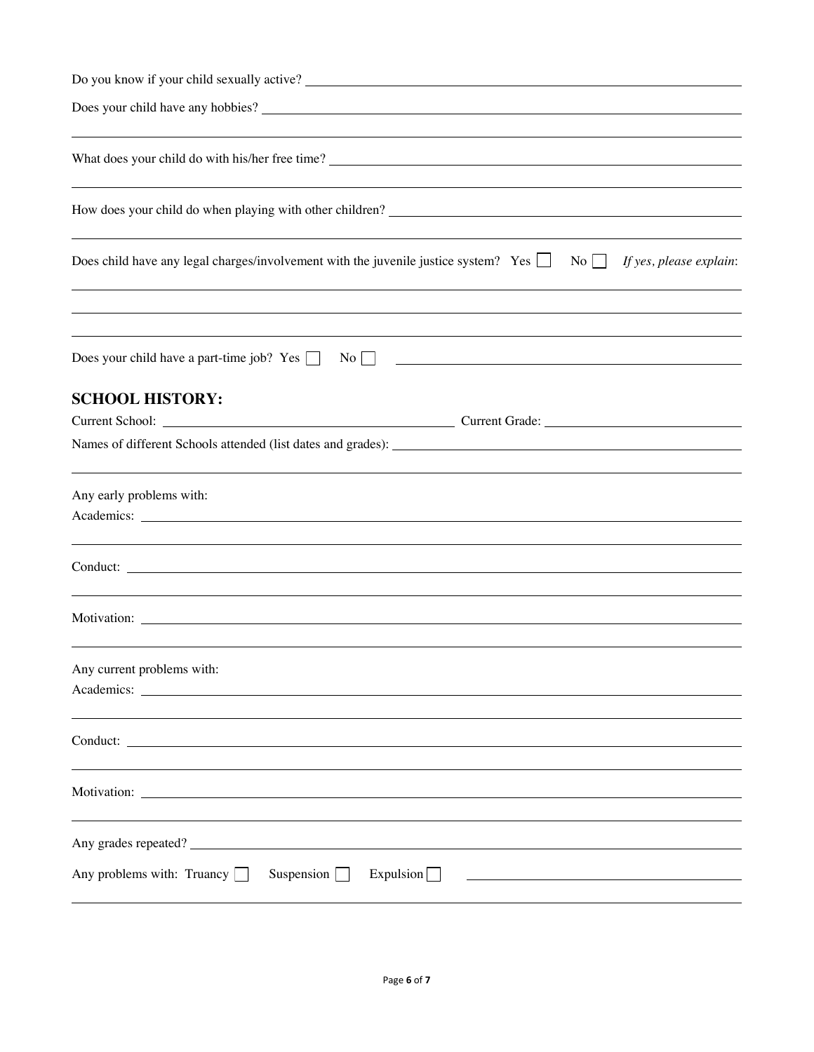Do you know if your child sexually active? \_\_\_\_\_\_\_\_\_\_\_\_\_\_\_\_\_\_\_\_\_\_\_\_\_\_\_\_\_\_\_\_\_\_\_\_\_\_\_\_

Does your child have any hobbies? \_\_\_\_\_\_\_\_\_\_\_\_\_\_\_\_\_\_\_\_\_\_\_\_\_\_\_\_\_\_\_\_\_\_\_\_\_\_\_\_

What does your child do with his/her free time? \_\_\_\_\_\_\_\_\_\_\_\_\_\_\_\_\_\_\_\_\_\_\_\_\_\_\_\_\_\_\_\_\_\_\_\_\_\_\_\_

How does your child do when playing with other children? \_\_\_\_\_\_\_\_\_\_\_\_\_\_\_\_\_\_\_\_\_\_\_\_\_\_\_\_\_\_\_\_\_\_\_\_\_\_\_\_

Does child have any legal charges/involvement with the juvenile justice system? Yes ☐ No ☐ *If yes, please explain*:

\_\_\_\_\_\_\_\_\_\_\_\_\_\_\_\_\_\_\_\_\_\_\_\_\_\_\_\_\_\_\_\_\_\_\_\_\_\_\_\_

Does your child have a part-time job? Yes ☐ No ☐ \_\_\_\_\_\_\_\_\_\_\_\_\_\_\_\_\_\_\_\_\_\_\_\_\_\_\_\_\_\_\_\_\_\_\_\_\_\_\_\_

## SCHOOL HISTORY:

Current School: \_\_\_\_\_\_\_\_\_\_\_\_\_\_\_\_\_\_\_\_ Current Grade: \_\_\_\_\_\_\_\_\_\_\_\_\_\_\_\_\_\_\_\_

Names of different Schools attended (list dates and grades): \_\_\_\_\_\_\_\_\_\_\_\_\_\_\_\_\_\_\_\_\_\_\_\_\_\_\_\_\_\_\_\_\_\_\_\_\_\_\_\_

Any early problems with:

Academics: \_\_\_\_\_\_\_\_\_\_\_\_\_\_\_\_\_\_\_\_\_\_\_\_\_\_\_\_\_\_\_\_\_\_\_\_\_\_\_\_

Conduct: \_\_\_\_\_\_\_\_\_\_\_\_\_\_\_\_\_\_\_\_\_\_\_\_\_\_\_\_\_\_\_\_\_\_\_\_\_\_\_\_

Motivation: \_\_\_\_\_\_\_\_\_\_\_\_\_\_\_\_\_\_\_\_\_\_\_\_\_\_\_\_\_\_\_\_\_\_\_\_\_\_\_\_

Any current problems with:

Academics: \_\_\_\_\_\_\_\_\_\_\_\_\_\_\_\_\_\_\_\_\_\_\_\_\_\_\_\_\_\_\_\_\_\_\_\_\_\_\_\_

Conduct: \_\_\_\_\_\_\_\_\_\_\_\_\_\_\_\_\_\_\_\_\_\_\_\_\_\_\_\_\_\_\_\_\_\_\_\_\_\_\_\_

Motivation: \_\_\_\_\_\_\_\_\_\_\_\_\_\_\_\_\_\_\_\_\_\_\_\_\_\_\_\_\_\_\_\_\_\_\_\_\_\_\_\_

Any grades repeated? \_\_\_\_\_\_\_\_\_\_\_\_\_\_\_\_\_\_\_\_\_\_\_\_\_\_\_\_\_\_\_\_\_\_\_\_\_\_\_\_

Any problems with: Truancy ☐ Suspension ☐ Expulsion ☐ \_\_\_\_\_\_\_\_\_\_\_\_\_\_\_\_\_\_\_\_\_\_\_\_\_\_\_\_\_\_\_\_\_\_\_\_\_\_\_\_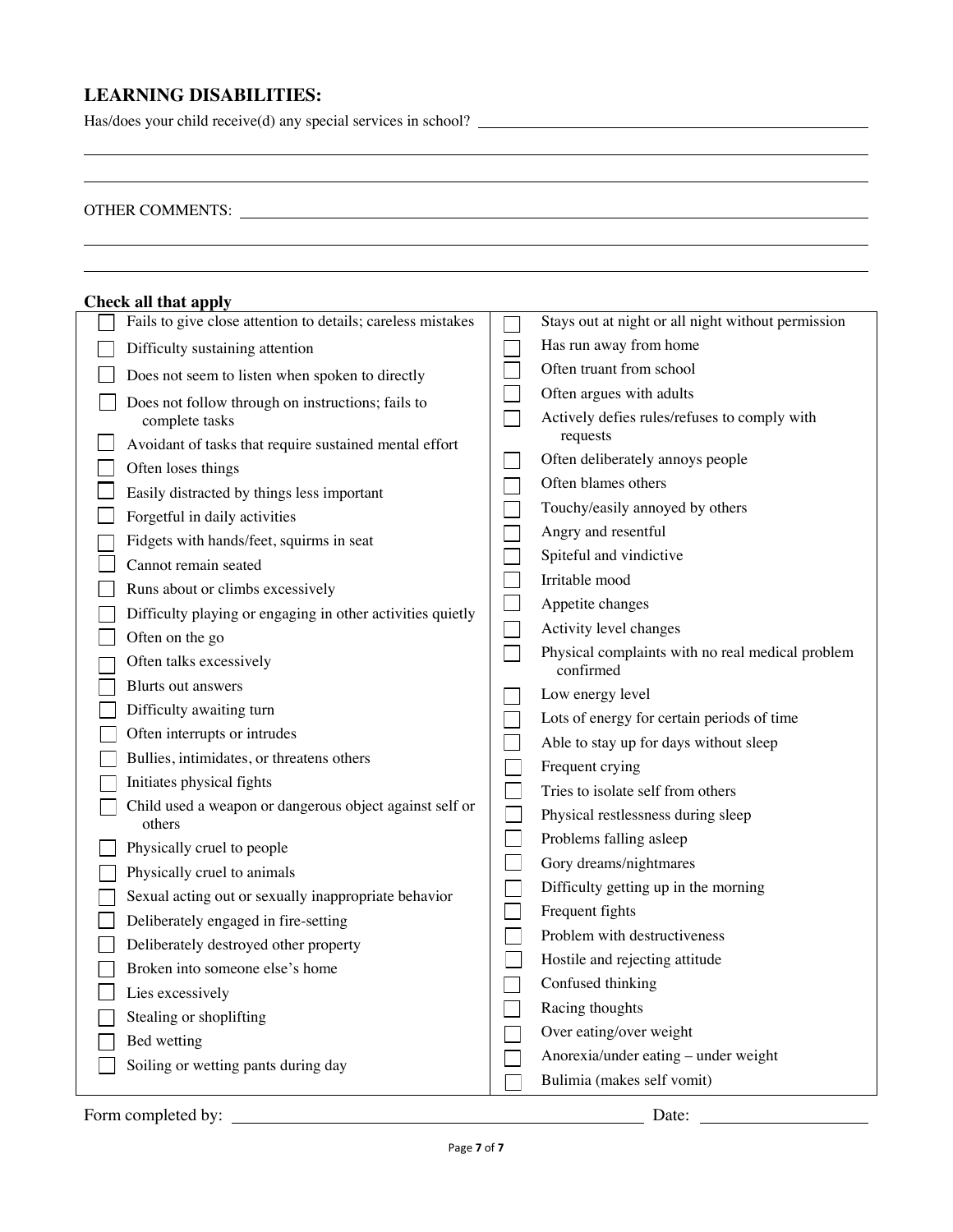## LEARNING DISABILITIES:

Has/does your child receive(d) any special services in school? \_\_\_\_\_\_\_\_\_\_\_\_\_\_\_\_\_\_\_\_\_\_\_\_\_\_\_\_\_\_\_\_\_\_\_\_\_\_\_\_

\_\_\_\_\_\_\_\_\_\_\_\_\_\_\_\_\_\_\_\_\_\_\_\_\_\_\_\_\_\_\_\_\_\_\_\_\_\_\_\_\_\_\_\_\_\_\_\_\_\_\_\_\_\_\_\_\_\_\_\_\_\_\_\_\_\_\_\_\_\_\_\_\_\_\_\_\_\_

\_\_\_\_\_\_\_\_\_\_\_\_\_\_\_\_\_\_\_\_\_\_\_\_\_\_\_\_\_\_\_\_\_\_\_\_\_\_\_\_\_\_\_\_\_\_\_\_\_\_\_\_\_\_\_\_\_\_\_\_\_\_\_\_\_\_\_\_\_\_\_\_\_\_\_\_\_\_

OTHER COMMENTS: \_\_\_\_\_\_\_\_\_\_\_\_\_\_\_\_\_\_\_\_\_\_\_\_\_\_\_\_\_\_\_\_\_\_\_\_\_\_\_\_\_\_\_\_\_\_\_\_\_\_\_\_\_\_\_\_\_\_\_\_

\_\_\_\_\_\_\_\_\_\_\_\_\_\_\_\_\_\_\_\_\_\_\_\_\_\_\_\_\_\_\_\_\_\_\_\_\_\_\_\_\_\_\_\_\_\_\_\_\_\_\_\_\_\_\_\_\_\_\_\_\_\_\_\_\_\_\_\_\_\_\_\_\_\_\_\_\_\_

\_\_\_\_\_\_\_\_\_\_\_\_\_\_\_\_\_\_\_\_\_\_\_\_\_\_\_\_\_\_\_\_\_\_\_\_\_\_\_\_\_\_\_\_\_\_\_\_\_\_\_\_\_\_\_\_\_\_\_\_\_\_\_\_\_\_\_\_\_\_\_\_\_\_\_\_\_\_

**Check all that apply**

- ☐ Fails to give close attention to details; careless mistakes
- ☐ Difficulty sustaining attention
- ☐ Does not seem to listen when spoken to directly
- ☐ Does not follow through on instructions; fails to complete tasks
- ☐ Avoidant of tasks that require sustained mental effort
- ☐ Often loses things
- ☐ Easily distracted by things less important
- ☐ Forgetful in daily activities
- ☐ Fidgets with hands/feet, squirms in seat
- ☐ Cannot remain seated
- ☐ Runs about or climbs excessively
- ☐ Difficulty playing or engaging in other activities quietly
- ☐ Often on the go
- ☐ Often talks excessively
- ☐ Blurts out answers
- ☐ Difficulty awaiting turn
- ☐ Often interrupts or intrudes
- ☐ Bullies, intimidates, or threatens others
- ☐ Initiates physical fights
- ☐ Child used a weapon or dangerous object against self or others
- ☐ Physically cruel to people
- ☐ Physically cruel to animals
- ☐ Sexual acting out or sexually inappropriate behavior
- ☐ Deliberately engaged in fire-setting
- ☐ Deliberately destroyed other property
- ☐ Broken into someone else's home
- ☐ Lies excessively
- ☐ Stealing or shoplifting
- ☐ Bed wetting
- ☐ Soiling or wetting pants during day
- ☐ Stays out at night or all night without permission
- ☐ Has run away from home
- ☐ Often truant from school
- ☐ Often argues with adults
- ☐ Actively defies rules/refuses to comply with requests
- ☐ Often deliberately annoys people
- ☐ Often blames others
- ☐ Touchy/easily annoyed by others
- ☐ Angry and resentful
- ☐ Spiteful and vindictive
- ☐ Irritable mood
- ☐ Appetite changes
- ☐ Activity level changes
- ☐ Physical complaints with no real medical problem confirmed
- ☐ Low energy level
- ☐ Lots of energy for certain periods of time
- ☐ Able to stay up for days without sleep
- ☐ Frequent crying
- ☐ Tries to isolate self from others
- ☐ Physical restlessness during sleep
- ☐ Problems falling asleep
- ☐ Gory dreams/nightmares
- ☐ Difficulty getting up in the morning
- ☐ Frequent fights
- ☐ Problem with destructiveness
- ☐ Hostile and rejecting attitude
- ☐ Confused thinking
- ☐ Racing thoughts
- ☐ Over eating/over weight
- ☐ Anorexia/under eating – under weight
- ☐ Bulimia (makes self vomit)

Form completed by: \_\_\_\_\_\_\_\_\_\_\_\_\_\_\_\_\_\_\_\_\_\_\_\_\_\_\_\_\_\_\_\_\_\_\_\_\_\_\_\_ Date: \_\_\_\_\_\_\_\_\_\_\_\_\_\_\_\_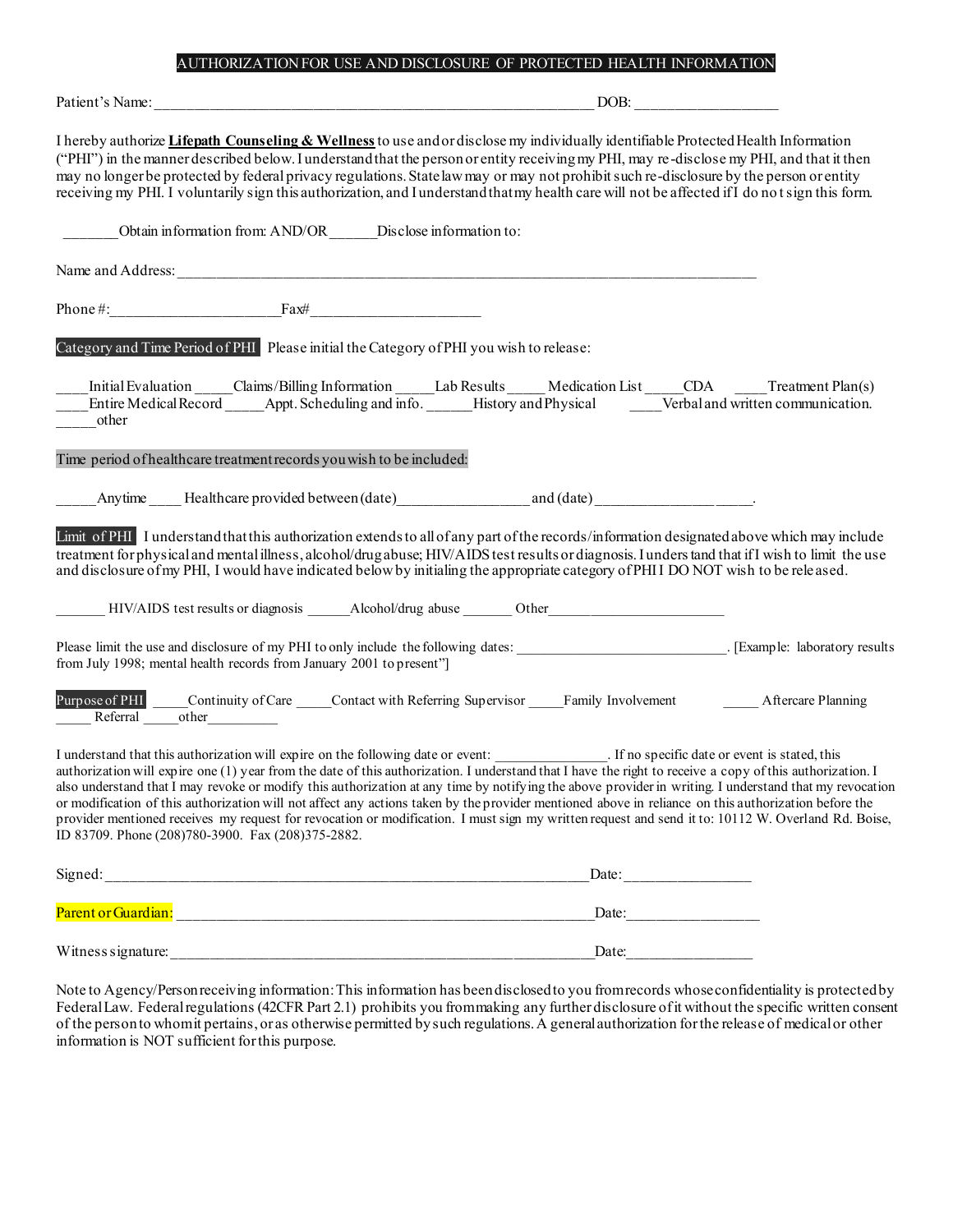# AUTHORIZATION FOR USE AND DISCLOSURE OF PROTECTED HEALTH INFORMATION

Patient's Name:____________________________________________________________ DOB: ___________________

I hereby authorize **Lifepath Counseling & Wellness** to use and or disclose my individually identifiable Protected Health Information ("PHI") in the manner described below. I understand that the person or entity receiving my PHI, may re-disclose my PHI, and that it then may no longer be protected by federal privacy regulations. State law may or may not prohibit such re-disclosure by the person or entity receiving my PHI. I voluntarily sign this authorization, and I understand that my health care will not be affected if I do not sign this form.

_______Obtain information from: AND/OR ______Disclose information to:

Name and Address:_______________________________________________________________________________

Phone #:______________________Fax#______________________

**Category and Time Period of PHI** Please initial the Category of PHI you wish to release:

____Initial Evaluation _____Claims/Billing Information _____Lab Results _____ Medication List _____CDA _____Treatment Plan(s)
____Entire Medical Record _____Appt. Scheduling and info. ______History and Physical ____Verbal and written communication.
_____other

**Time period of healthcare treatment records you wish to be included:**

_____Anytime ____ Healthcare provided between (date)_________________ and (date) ________________ _____.

**Limit of PHI** I understand that this authorization extends to all of any part of the records/information designated above which may include treatment for physical and mental illness, alcohol/drug abuse; HIV/AIDS test results or diagnosis. I understand that if I wish to limit the use and disclosure of my PHI, I would have indicated below by initialing the appropriate category of PHI I DO NOT wish to be released.

_______ HIV/AIDS test results or diagnosis ______Alcohol/drug abuse _______ Other________________________

Please limit the use and disclosure of my PHI to only include the following dates: _____________________________. [Example: laboratory results from July 1998; mental health records from January 2001 to present"]

**Purpose of PHI** _____Continuity of Care _____Contact with Referring Supervisor _____Family Involvement _____ Aftercare Planning
_____ Referral _____other__________

I understand that this authorization will expire on the following date or event: _______________. If no specific date or event is stated, this authorization will expire one (1) year from the date of this authorization. I understand that I have the right to receive a copy of this authorization. I also understand that I may revoke or modify this authorization at any time by notifying the above provider in writing. I understand that my revocation or modification of this authorization will not affect any actions taken by the provider mentioned above in reliance on this authorization before the provider mentioned receives my request for revocation or modification. I must sign my written request and send it to: 10112 W. Overland Rd. Boise, ID 83709. Phone (208)780-3900. Fax (208)375-2882.

Signed:____________________________________________________________________Date:________________

Parent or Guardian: ___________________________________________________________Date:_________________

Witness signature:_____________________________________________________________Date:________________

Note to Agency/Person receiving information: This information has been disclosed to you from records whose confidentiality is protected by Federal Law. Federal regulations (42CFR Part 2.1) prohibits you from making any further disclosure of it without the specific written consent of the person to whom it pertains, or as otherwise permitted by such regulations. A general authorization for the release of medical or other information is NOT sufficient for this purpose.